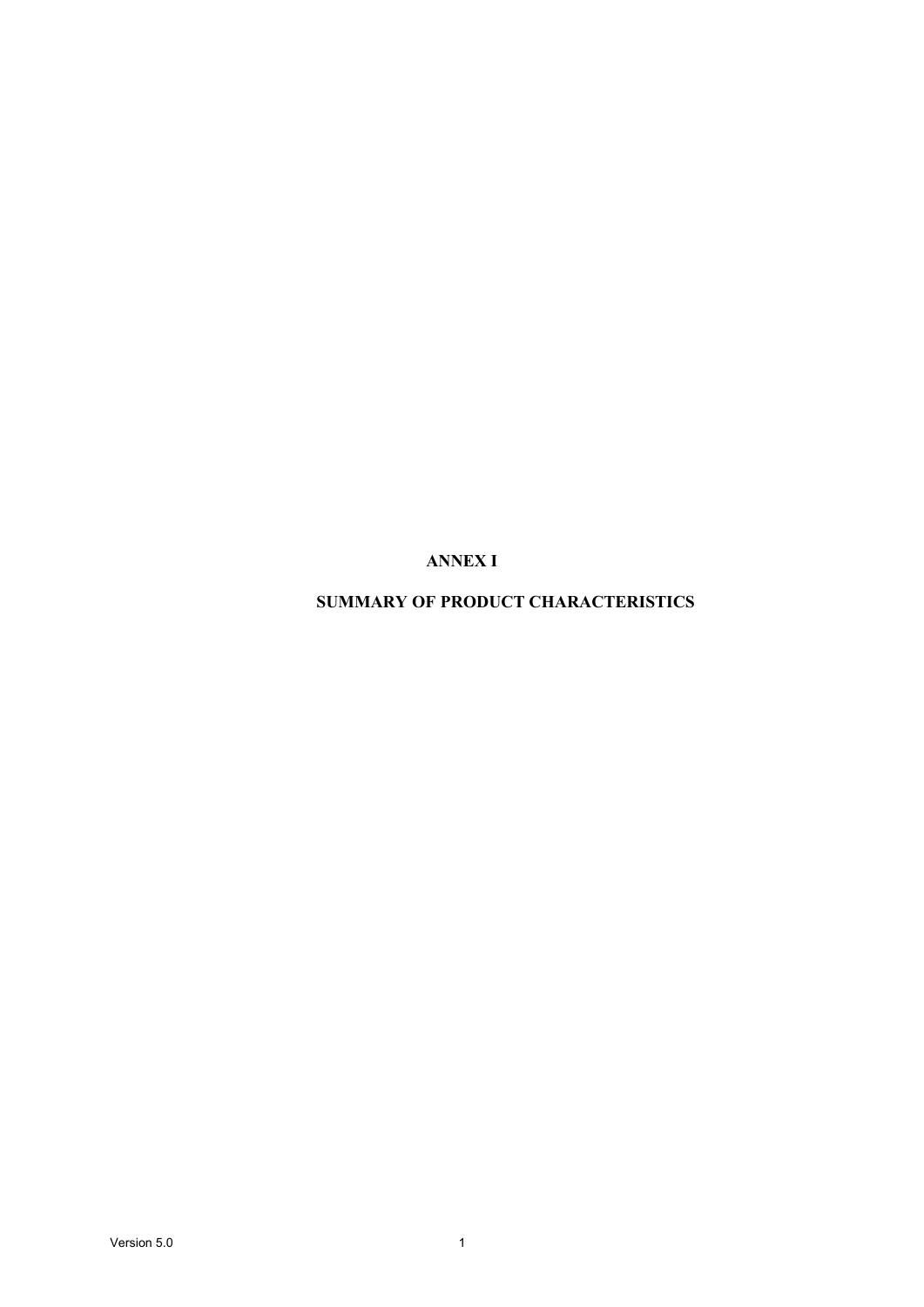# ANNEX I

# SUMMARY OF PRODUCT CHARACTERISTICS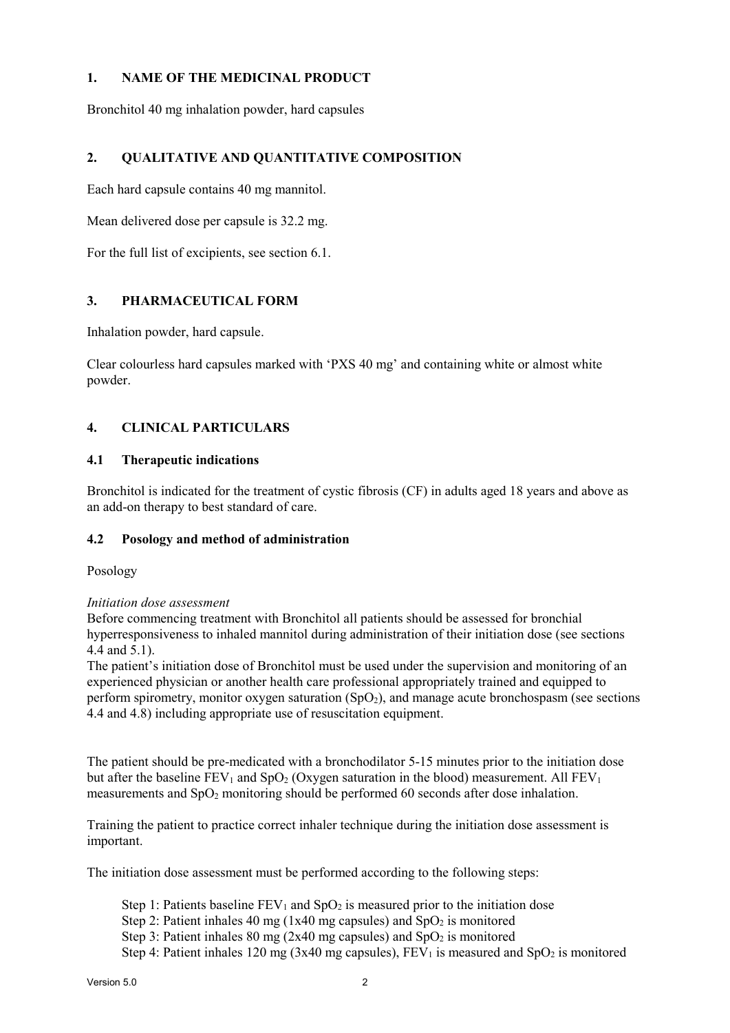## 1. NAME OF THE MEDICINAL PRODUCT

Bronchitol 40 mg inhalation powder, hard capsules

## 2. QUALITATIVE AND QUANTITATIVE COMPOSITION

Each hard capsule contains 40 mg mannitol.

Mean delivered dose per capsule is 32.2 mg.

For the full list of excipients, see section 6.1.

## 3. PHARMACEUTICAL FORM

Inhalation powder, hard capsule.

Clear colourless hard capsules marked with 'PXS 40 mg' and containing white or almost white powder.

## 4. CLINICAL PARTICULARS

### 4.1 Therapeutic indications

Bronchitol is indicated for the treatment of cystic fibrosis (CF) in adults aged 18 years and above as an add-on therapy to best standard of care.

### 4.2 Posology and method of administration

Posology

*Initiation dose assessment*

Before commencing treatment with Bronchitol all patients should be assessed for bronchial hyperresponsiveness to inhaled mannitol during administration of their initiation dose (see sections 4.4 and 5.1).

The patient's initiation dose of Bronchitol must be used under the supervision and monitoring of an experienced physician or another health care professional appropriately trained and equipped to perform spirometry, monitor oxygen saturation ($SpO_2$), and manage acute bronchospasm (see sections 4.4 and 4.8) including appropriate use of resuscitation equipment.

The patient should be pre-medicated with a bronchodilator 5-15 minutes prior to the initiation dose but after the baseline $FEV_1$ and $SpO_2$ (Oxygen saturation in the blood) measurement. All $FEV_1$ measurements and $SpO_2$ monitoring should be performed 60 seconds after dose inhalation.

Training the patient to practice correct inhaler technique during the initiation dose assessment is important.

The initiation dose assessment must be performed according to the following steps:

Step 1: Patients baseline $FEV_1$ and $SpO_2$ is measured prior to the initiation dose
Step 2: Patient inhales 40 mg (1x40 mg capsules) and $SpO_2$ is monitored
Step 3: Patient inhales 80 mg (2x40 mg capsules) and $SpO_2$ is monitored
Step 4: Patient inhales 120 mg (3x40 mg capsules), $FEV_1$ is measured and $SpO_2$ is monitored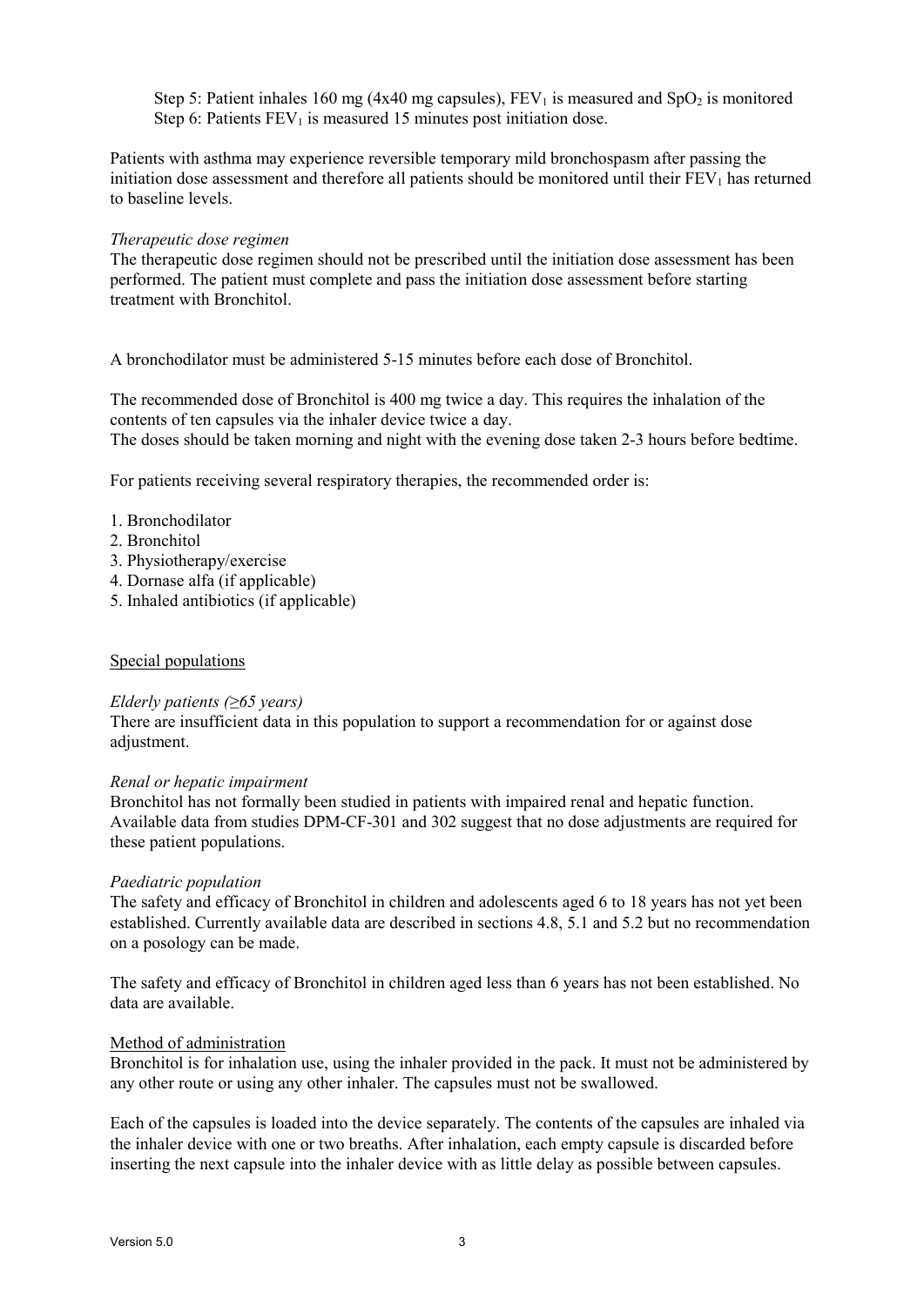Step 5: Patient inhales 160 mg (4x40 mg capsules), $FEV_1$ is measured and $SpO_2$ is monitored
Step 6: Patients $FEV_1$ is measured 15 minutes post initiation dose.

Patients with asthma may experience reversible temporary mild bronchospasm after passing the initiation dose assessment and therefore all patients should be monitored until their $FEV_1$ has returned to baseline levels.

*Therapeutic dose regimen*
The therapeutic dose regimen should not be prescribed until the initiation dose assessment has been performed. The patient must complete and pass the initiation dose assessment before starting treatment with Bronchitol.

A bronchodilator must be administered 5-15 minutes before each dose of Bronchitol.

The recommended dose of Bronchitol is 400 mg twice a day. This requires the inhalation of the contents of ten capsules via the inhaler device twice a day.
The doses should be taken morning and night with the evening dose taken 2-3 hours before bedtime.

For patients receiving several respiratory therapies, the recommended order is:

1. Bronchodilator
2. Bronchitol
3. Physiotherapy/exercise
4. Dornase alfa (if applicable)
5. Inhaled antibiotics (if applicable)

Special populations

*Elderly patients (≥65 years)*
There are insufficient data in this population to support a recommendation for or against dose adjustment.

*Renal or hepatic impairment*
Bronchitol has not formally been studied in patients with impaired renal and hepatic function. Available data from studies DPM-CF-301 and 302 suggest that no dose adjustments are required for these patient populations.

*Paediatric population*
The safety and efficacy of Bronchitol in children and adolescents aged 6 to 18 years has not yet been established. Currently available data are described in sections 4.8, 5.1 and 5.2 but no recommendation on a posology can be made.

The safety and efficacy of Bronchitol in children aged less than 6 years has not been established. No data are available.

Method of administration
Bronchitol is for inhalation use, using the inhaler provided in the pack. It must not be administered by any other route or using any other inhaler. The capsules must not be swallowed.

Each of the capsules is loaded into the device separately. The contents of the capsules are inhaled via the inhaler device with one or two breaths. After inhalation, each empty capsule is discarded before inserting the next capsule into the inhaler device with as little delay as possible between capsules.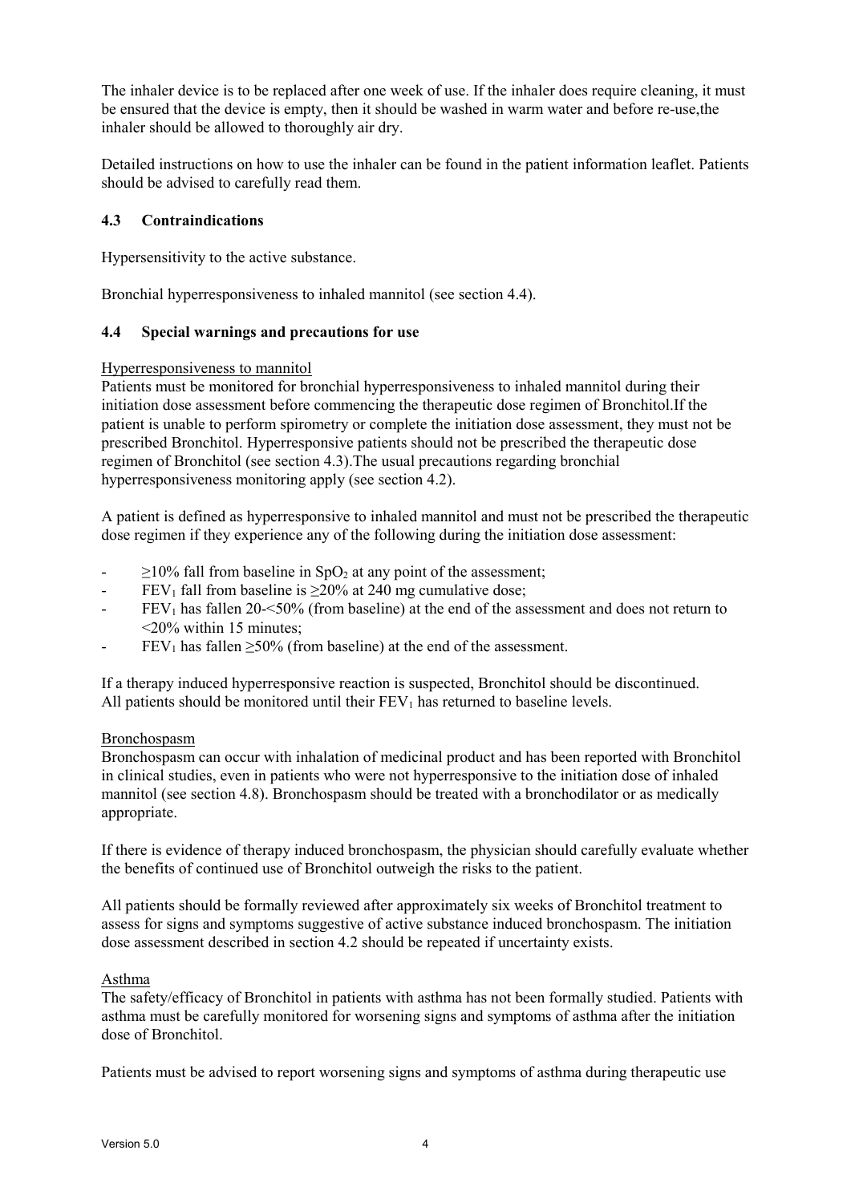The inhaler device is to be replaced after one week of use. If the inhaler does require cleaning, it must be ensured that the device is empty, then it should be washed in warm water and before re-use,the inhaler should be allowed to thoroughly air dry.

Detailed instructions on how to use the inhaler can be found in the patient information leaflet. Patients should be advised to carefully read them.

### 4.3 Contraindications

Hypersensitivity to the active substance.

Bronchial hyperresponsiveness to inhaled mannitol (see section 4.4).

### 4.4 Special warnings and precautions for use

Hyperresponsiveness to mannitol

Patients must be monitored for bronchial hyperresponsiveness to inhaled mannitol during their initiation dose assessment before commencing the therapeutic dose regimen of Bronchitol.If the patient is unable to perform spirometry or complete the initiation dose assessment, they must not be prescribed Bronchitol. Hyperresponsive patients should not be prescribed the therapeutic dose regimen of Bronchitol (see section 4.3).The usual precautions regarding bronchial hyperresponsiveness monitoring apply (see section 4.2).

A patient is defined as hyperresponsive to inhaled mannitol and must not be prescribed the therapeutic dose regimen if they experience any of the following during the initiation dose assessment:

- $\geq$10% fall from baseline in $SpO_2$ at any point of the assessment;
- $FEV_1$ fall from baseline is $\geq$20% at 240 mg cumulative dose;
- $FEV_1$ has fallen 20-<50% (from baseline) at the end of the assessment and does not return to <20% within 15 minutes;
- $FEV_1$ has fallen $\geq$50% (from baseline) at the end of the assessment.

If a therapy induced hyperresponsive reaction is suspected, Bronchitol should be discontinued. All patients should be monitored until their $FEV_1$ has returned to baseline levels.

Bronchospasm

Bronchospasm can occur with inhalation of medicinal product and has been reported with Bronchitol in clinical studies, even in patients who were not hyperresponsive to the initiation dose of inhaled mannitol (see section 4.8). Bronchospasm should be treated with a bronchodilator or as medically appropriate.

If there is evidence of therapy induced bronchospasm, the physician should carefully evaluate whether the benefits of continued use of Bronchitol outweigh the risks to the patient.

All patients should be formally reviewed after approximately six weeks of Bronchitol treatment to assess for signs and symptoms suggestive of active substance induced bronchospasm. The initiation dose assessment described in section 4.2 should be repeated if uncertainty exists.

Asthma

The safety/efficacy of Bronchitol in patients with asthma has not been formally studied. Patients with asthma must be carefully monitored for worsening signs and symptoms of asthma after the initiation dose of Bronchitol.

Patients must be advised to report worsening signs and symptoms of asthma during therapeutic use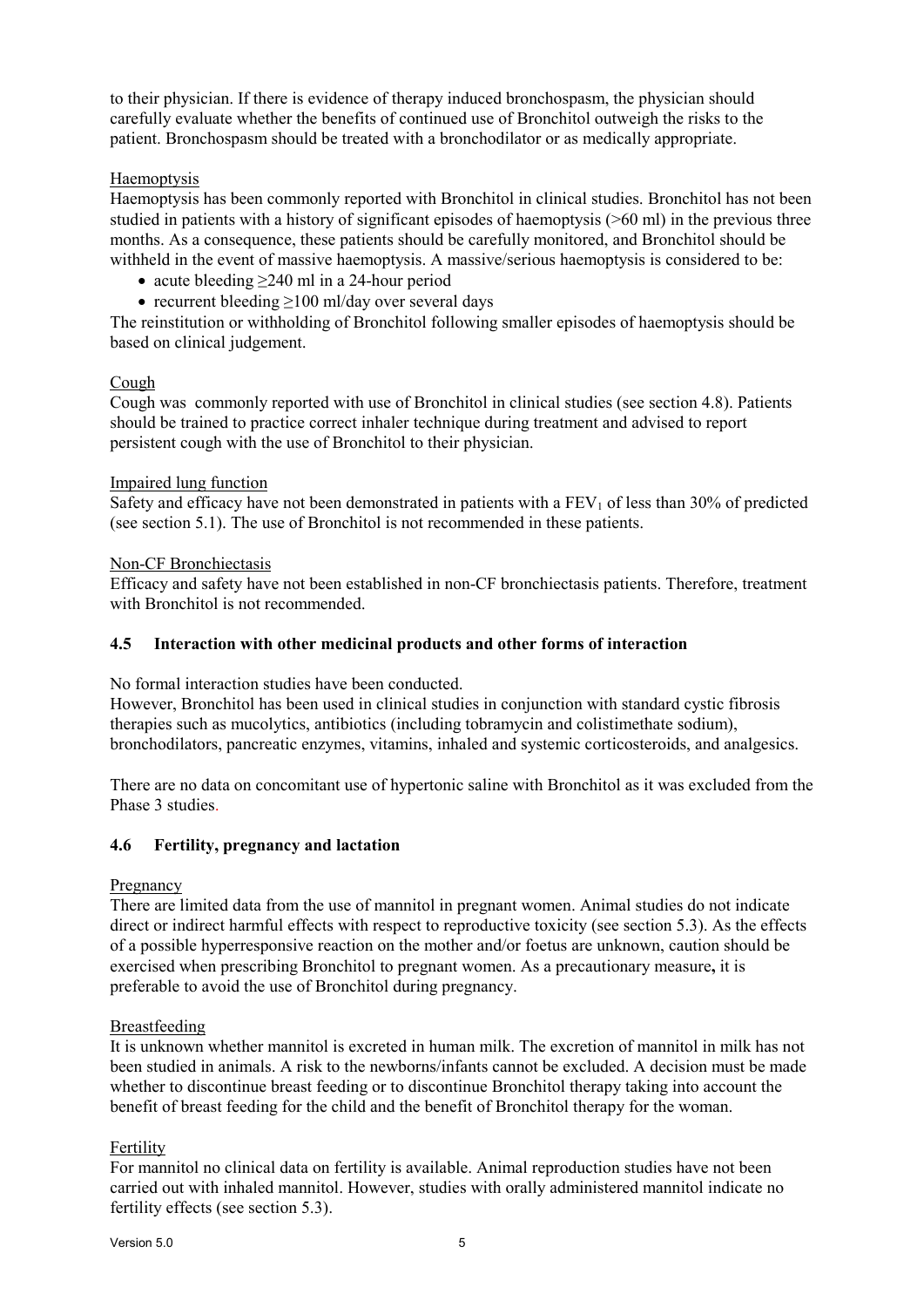to their physician. If there is evidence of therapy induced bronchospasm, the physician should carefully evaluate whether the benefits of continued use of Bronchitol outweigh the risks to the patient. Bronchospasm should be treated with a bronchodilator or as medically appropriate.

Haemoptysis

Haemoptysis has been commonly reported with Bronchitol in clinical studies. Bronchitol has not been studied in patients with a history of significant episodes of haemoptysis (>60 ml) in the previous three months. As a consequence, these patients should be carefully monitored, and Bronchitol should be withheld in the event of massive haemoptysis. A massive/serious haemoptysis is considered to be:

- acute bleeding ≥240 ml in a 24-hour period
- recurrent bleeding ≥100 ml/day over several days

The reinstitution or withholding of Bronchitol following smaller episodes of haemoptysis should be based on clinical judgement.

Cough

Cough was commonly reported with use of Bronchitol in clinical studies (see section 4.8). Patients should be trained to practice correct inhaler technique during treatment and advised to report persistent cough with the use of Bronchitol to their physician.

Impaired lung function

Safety and efficacy have not been demonstrated in patients with a $FEV_1$ of less than 30% of predicted (see section 5.1). The use of Bronchitol is not recommended in these patients.

Non-CF Bronchiectasis

Efficacy and safety have not been established in non-CF bronchiectasis patients. Therefore, treatment with Bronchitol is not recommended.

### 4.5 Interaction with other medicinal products and other forms of interaction

No formal interaction studies have been conducted.

However, Bronchitol has been used in clinical studies in conjunction with standard cystic fibrosis therapies such as mucolytics, antibiotics (including tobramycin and colistimethate sodium), bronchodilators, pancreatic enzymes, vitamins, inhaled and systemic corticosteroids, and analgesics.

There are no data on concomitant use of hypertonic saline with Bronchitol as it was excluded from the Phase 3 studies.

### 4.6 Fertility, pregnancy and lactation

Pregnancy

There are limited data from the use of mannitol in pregnant women. Animal studies do not indicate direct or indirect harmful effects with respect to reproductive toxicity (see section 5.3). As the effects of a possible hyperresponsive reaction on the mother and/or foetus are unknown, caution should be exercised when prescribing Bronchitol to pregnant women. As a precautionary measure**,** it is preferable to avoid the use of Bronchitol during pregnancy.

Breastfeeding

It is unknown whether mannitol is excreted in human milk. The excretion of mannitol in milk has not been studied in animals. A risk to the newborns/infants cannot be excluded. A decision must be made whether to discontinue breast feeding or to discontinue Bronchitol therapy taking into account the benefit of breast feeding for the child and the benefit of Bronchitol therapy for the woman.

Fertility

For mannitol no clinical data on fertility is available. Animal reproduction studies have not been carried out with inhaled mannitol. However, studies with orally administered mannitol indicate no fertility effects (see section 5.3).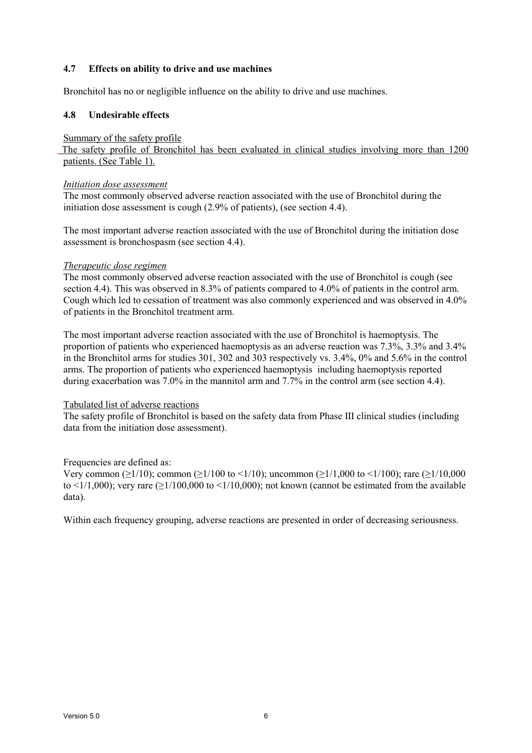### 4.7 Effects on ability to drive and use machines

Bronchitol has no or negligible influence on the ability to drive and use machines.

### 4.8 Undesirable effects

Summary of the safety profile

The safety profile of Bronchitol has been evaluated in clinical studies involving more than 1200 patients. (See Table 1).

*Initiation dose assessment*

The most commonly observed adverse reaction associated with the use of Bronchitol during the initiation dose assessment is cough (2.9% of patients), (see section 4.4).

The most important adverse reaction associated with the use of Bronchitol during the initiation dose assessment is bronchospasm (see section 4.4).

*Therapeutic dose regimen*

The most commonly observed adverse reaction associated with the use of Bronchitol is cough (see section 4.4). This was observed in 8.3% of patients compared to 4.0% of patients in the control arm. Cough which led to cessation of treatment was also commonly experienced and was observed in 4.0% of patients in the Bronchitol treatment arm.

The most important adverse reaction associated with the use of Bronchitol is haemoptysis. The proportion of patients who experienced haemoptysis as an adverse reaction was 7.3%, 3.3% and 3.4% in the Bronchitol arms for studies 301, 302 and 303 respectively vs. 3.4%, 0% and 5.6% in the control arms. The proportion of patients who experienced haemoptysis including haemoptysis reported during exacerbation was 7.0% in the mannitol arm and 7.7% in the control arm (see section 4.4).

Tabulated list of adverse reactions

The safety profile of Bronchitol is based on the safety data from Phase III clinical studies (including data from the initiation dose assessment).

Frequencies are defined as:

Very common (≥1/10); common (≥1/100 to <1/10); uncommon (≥1/1,000 to <1/100); rare (≥1/10,000 to <1/1,000); very rare (≥1/100,000 to <1/10,000); not known (cannot be estimated from the available data).

Within each frequency grouping, adverse reactions are presented in order of decreasing seriousness.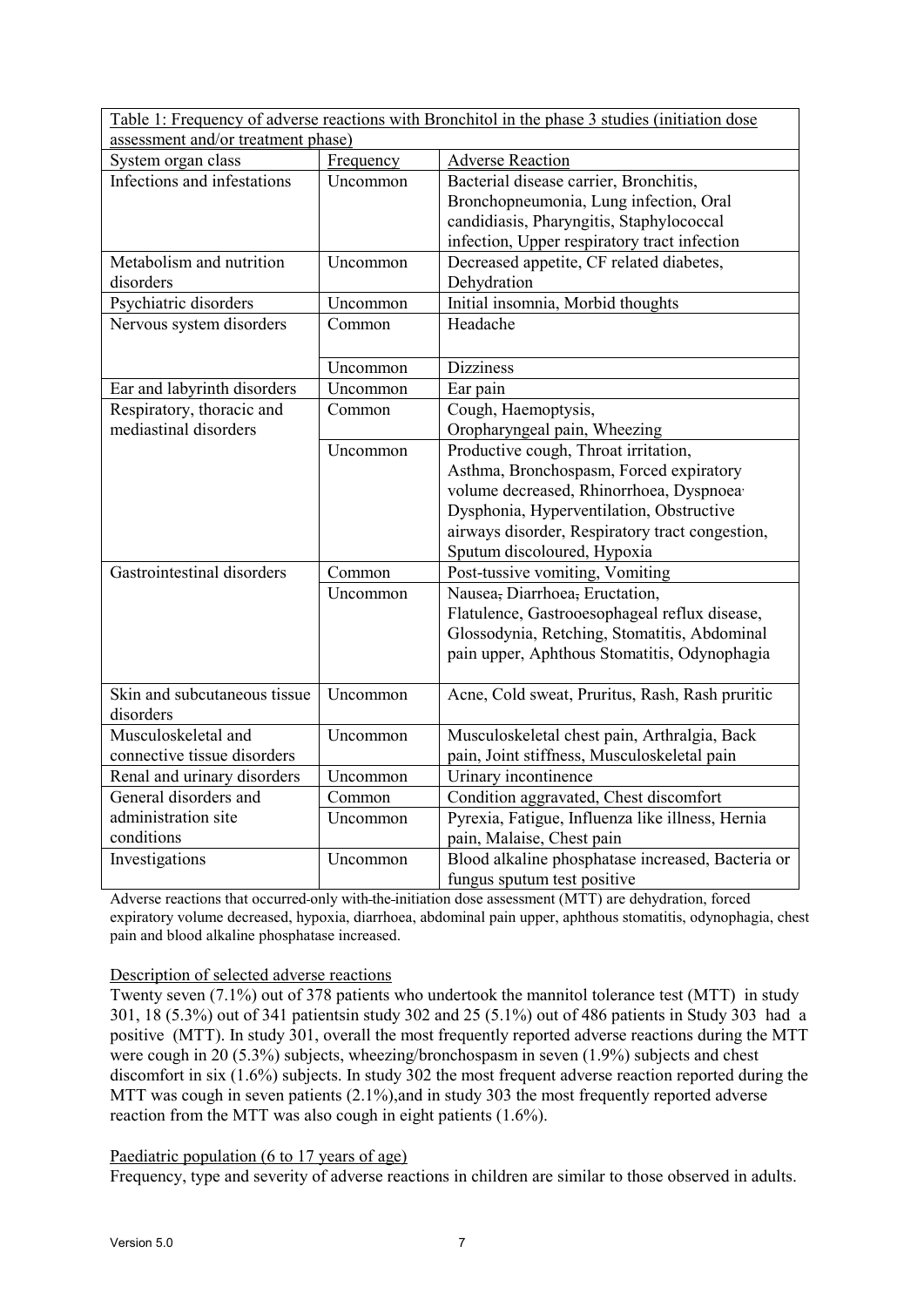| Table 1: Frequency of adverse reactions with Bronchitol in the phase 3 studies (initiation dose assessment and/or treatment phase) | | |
|---|---|---|
| System organ class | Frequency | Adverse Reaction |
| Infections and infestations | Uncommon | Bacterial disease carrier, Bronchitis, Bronchopneumonia, Lung infection, Oral candidiasis, Pharyngitis, Staphylococcal infection, Upper respiratory tract infection |
| Metabolism and nutrition disorders | Uncommon | Decreased appetite, CF related diabetes, Dehydration |
| Psychiatric disorders | Uncommon | Initial insomnia, Morbid thoughts |
| Nervous system disorders | Common | Headache |
| | Uncommon | Dizziness |
| Ear and labyrinth disorders | Uncommon | Ear pain |
| Respiratory, thoracic and mediastinal disorders | Common | Cough, Haemoptysis, Oropharyngeal pain, Wheezing |
| | Uncommon | Productive cough, Throat irritation, Asthma, Bronchospasm, Forced expiratory volume decreased, Rhinorrhoea, Dyspnoea, Dysphonia, Hyperventilation, Obstructive airways disorder, Respiratory tract congestion, Sputum discoloured, Hypoxia |
| Gastrointestinal disorders | Common | Post-tussive vomiting, Vomiting |
| | Uncommon | Nausea, Diarrhoea, Eructation, Flatulence, Gastrooesophageal reflux disease, Glossodynia, Retching, Stomatitis, Abdominal pain upper, Aphthous Stomatitis, Odynophagia |
| Skin and subcutaneous tissue disorders | Uncommon | Acne, Cold sweat, Pruritus, Rash, Rash pruritic |
| Musculoskeletal and connective tissue disorders | Uncommon | Musculoskeletal chest pain, Arthralgia, Back pain, Joint stiffness, Musculoskeletal pain |
| Renal and urinary disorders | Uncommon | Urinary incontinence |
| General disorders and administration site conditions | Common | Condition aggravated, Chest discomfort |
| | Uncommon | Pyrexia, Fatigue, Influenza like illness, Hernia pain, Malaise, Chest pain |
| Investigations | Uncommon | Blood alkaline phosphatase increased, Bacteria or fungus sputum test positive |

Adverse reactions that occurred only with initiation dose assessment (MTT) are dehydration, forced expiratory volume decreased, hypoxia, diarrhoea, abdominal pain upper, aphthous stomatitis, odynophagia, chest pain and blood alkaline phosphatase increased.

Description of selected adverse reactions

Twenty seven (7.1%) out of 378 patients who undertook the mannitol tolerance test (MTT) in study 301, 18 (5.3%) out of 341 patientsin study 302 and 25 (5.1%) out of 486 patients in Study 303 had a positive (MTT). In study 301, overall the most frequently reported adverse reactions during the MTT were cough in 20 (5.3%) subjects, wheezing/bronchospasm in seven (1.9%) subjects and chest discomfort in six (1.6%) subjects. In study 302 the most frequent adverse reaction reported during the MTT was cough in seven patients (2.1%),and in study 303 the most frequently reported adverse reaction from the MTT was also cough in eight patients (1.6%).

Paediatric population (6 to 17 years of age)

Frequency, type and severity of adverse reactions in children are similar to those observed in adults.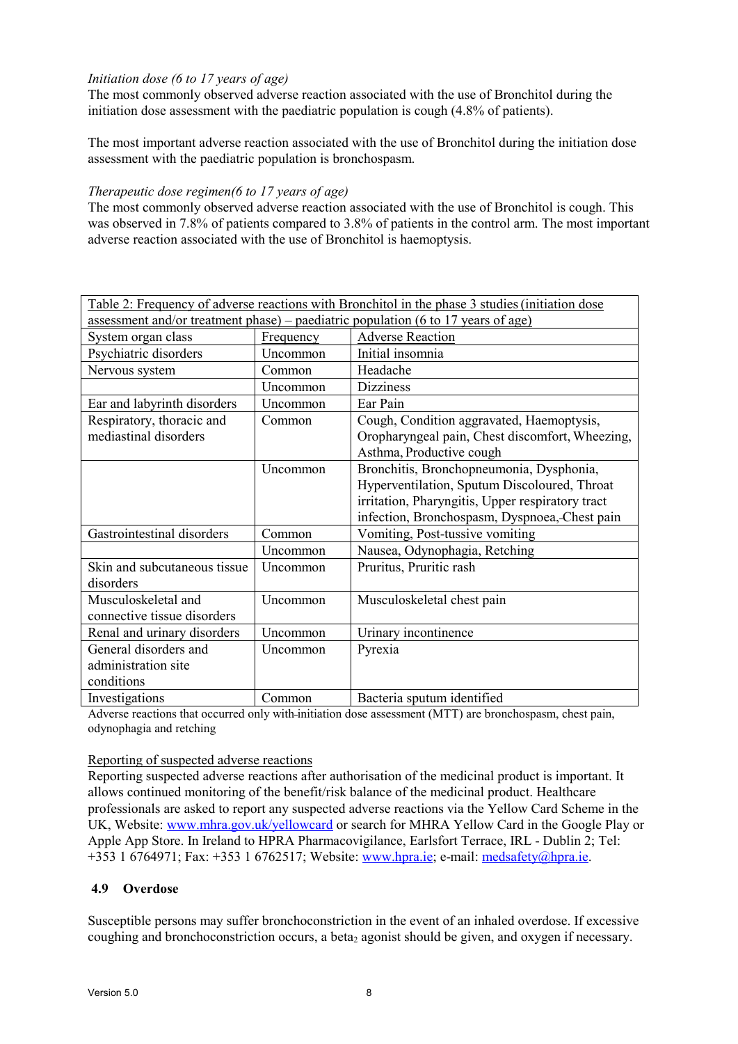*Initiation dose (6 to 17 years of age)*

The most commonly observed adverse reaction associated with the use of Bronchitol during the initiation dose assessment with the paediatric population is cough (4.8% of patients).

The most important adverse reaction associated with the use of Bronchitol during the initiation dose assessment with the paediatric population is bronchospasm.

*Therapeutic dose regimen(6 to 17 years of age)*

The most commonly observed adverse reaction associated with the use of Bronchitol is cough. This was observed in 7.8% of patients compared to 3.8% of patients in the control arm. The most important adverse reaction associated with the use of Bronchitol is haemoptysis.

| Table 2: Frequency of adverse reactions with Bronchitol in the phase 3 studies (initiation dose assessment and/or treatment phase) – paediatric population (6 to 17 years of age) | | |
|---|---|---|
| System organ class | Frequency | Adverse Reaction |
| Psychiatric disorders | Uncommon | Initial insomnia |
| Nervous system | Common | Headache |
| | Uncommon | Dizziness |
| Ear and labyrinth disorders | Uncommon | Ear Pain |
| Respiratory, thoracic and mediastinal disorders | Common | Cough, Condition aggravated, Haemoptysis, Oropharyngeal pain, Chest discomfort, Wheezing, Asthma, Productive cough |
| | Uncommon | Bronchitis, Bronchopneumonia, Dysphonia, Hyperventilation, Sputum Discoloured, Throat irritation, Pharyngitis, Upper respiratory tract infection, Bronchospasm, Dyspnoea, Chest pain |
| Gastrointestinal disorders | Common | Vomiting, Post-tussive vomiting |
| | Uncommon | Nausea, Odynophagia, Retching |
| Skin and subcutaneous tissue disorders | Uncommon | Pruritus, Pruritic rash |
| Musculoskeletal and connective tissue disorders | Uncommon | Musculoskeletal chest pain |
| Renal and urinary disorders | Uncommon | Urinary incontinence |
| General disorders and administration site conditions | Uncommon | Pyrexia |
| Investigations | Common | Bacteria sputum identified |

Adverse reactions that occurred only with initiation dose assessment (MTT) are bronchospasm, chest pain, odynophagia and retching

Reporting of suspected adverse reactions

Reporting suspected adverse reactions after authorisation of the medicinal product is important. It allows continued monitoring of the benefit/risk balance of the medicinal product. Healthcare professionals are asked to report any suspected adverse reactions via the Yellow Card Scheme in the UK, Website: www.mhra.gov.uk/yellowcard or search for MHRA Yellow Card in the Google Play or Apple App Store. In Ireland to HPRA Pharmacovigilance, Earlsfort Terrace, IRL - Dublin 2; Tel: +353 1 6764971; Fax: +353 1 6762517; Website: www.hpra.ie; e-mail: medsafety@hpra.ie.

## 4.9 Overdose

Susceptible persons may suffer bronchoconstriction in the event of an inhaled overdose. If excessive coughing and bronchoconstriction occurs, a beta$_2$ agonist should be given, and oxygen if necessary.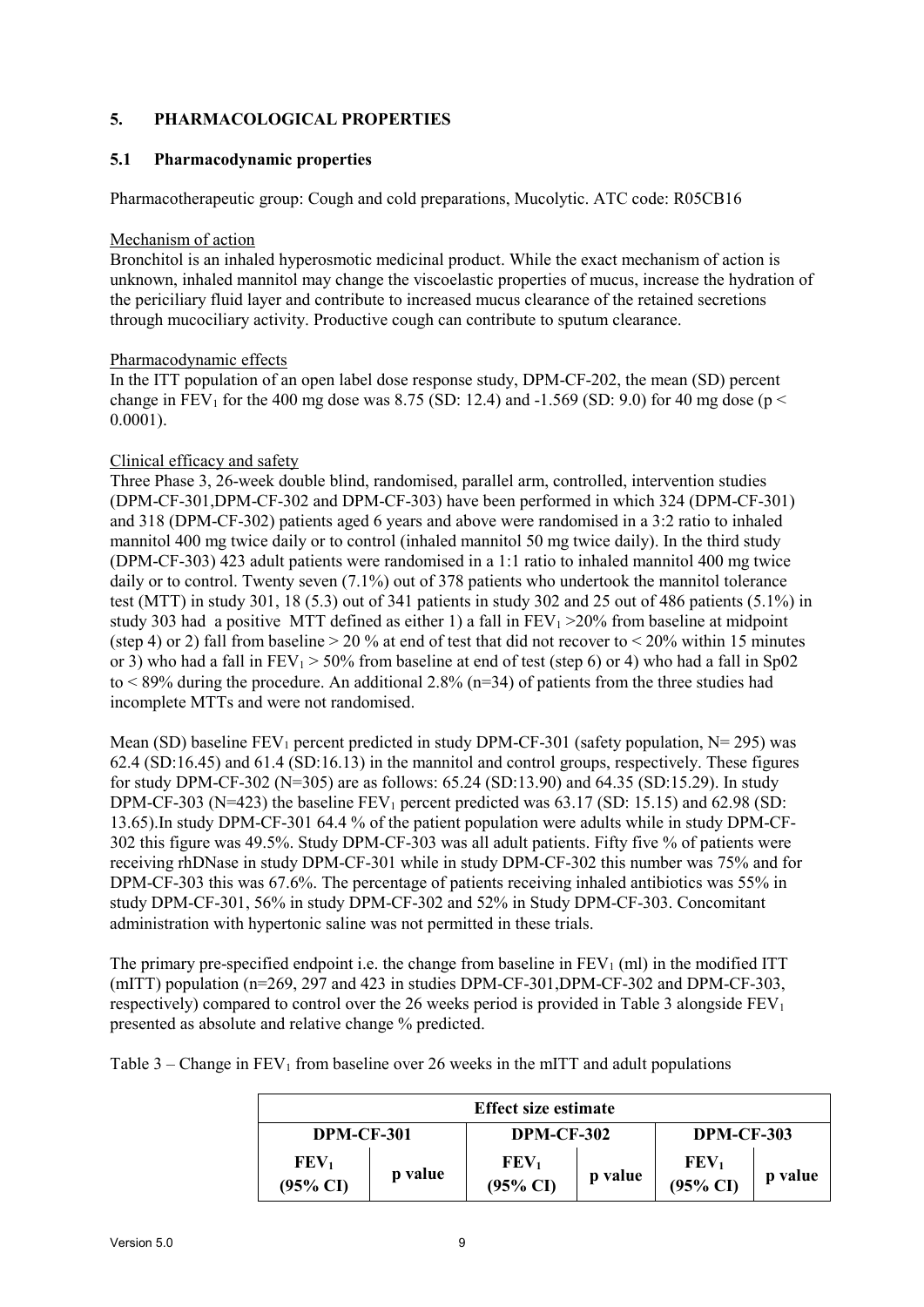## 5. PHARMACOLOGICAL PROPERTIES

### 5.1 Pharmacodynamic properties

Pharmacotherapeutic group: Cough and cold preparations, Mucolytic. ATC code: R05CB16

Mechanism of action

Bronchitol is an inhaled hyperosmotic medicinal product. While the exact mechanism of action is unknown, inhaled mannitol may change the viscoelastic properties of mucus, increase the hydration of the periciliary fluid layer and contribute to increased mucus clearance of the retained secretions through mucociliary activity. Productive cough can contribute to sputum clearance.

Pharmacodynamic effects

In the ITT population of an open label dose response study, DPM-CF-202, the mean (SD) percent change in $FEV_1$ for the 400 mg dose was 8.75 (SD: 12.4) and -1.569 (SD: 9.0) for 40 mg dose ($p < 0.0001$).

Clinical efficacy and safety

Three Phase 3, 26-week double blind, randomised, parallel arm, controlled, intervention studies (DPM-CF-301,DPM-CF-302 and DPM-CF-303) have been performed in which 324 (DPM-CF-301) and 318 (DPM-CF-302) patients aged 6 years and above were randomised in a 3:2 ratio to inhaled mannitol 400 mg twice daily or to control (inhaled mannitol 50 mg twice daily). In the third study (DPM-CF-303) 423 adult patients were randomised in a 1:1 ratio to inhaled mannitol 400 mg twice daily or to control. Twenty seven (7.1%) out of 378 patients who undertook the mannitol tolerance test (MTT) in study 301, 18 (5.3) out of 341 patients in study 302 and 25 out of 486 patients (5.1%) in study 303 had a positive MTT defined as either 1) a fall in $FEV_1$ >20% from baseline at midpoint (step 4) or 2) fall from baseline > 20 % at end of test that did not recover to < 20% within 15 minutes or 3) who had a fall in $FEV_1$ > 50% from baseline at end of test (step 6) or 4) who had a fall in Sp02 to < 89% during the procedure. An additional 2.8% (n=34) of patients from the three studies had incomplete MTTs and were not randomised.

Mean (SD) baseline $FEV_1$ percent predicted in study DPM-CF-301 (safety population, N= 295) was 62.4 (SD:16.45) and 61.4 (SD:16.13) in the mannitol and control groups, respectively. These figures for study DPM-CF-302 (N=305) are as follows: 65.24 (SD:13.90) and 64.35 (SD:15.29). In study DPM-CF-303 (N=423) the baseline $FEV_1$ percent predicted was 63.17 (SD: 15.15) and 62.98 (SD: 13.65).In study DPM-CF-301 64.4 % of the patient population were adults while in study DPM-CF-302 this figure was 49.5%. Study DPM-CF-303 was all adult patients. Fifty five % of patients were receiving rhDNase in study DPM-CF-301 while in study DPM-CF-302 this number was 75% and for DPM-CF-303 this was 67.6%. The percentage of patients receiving inhaled antibiotics was 55% in study DPM-CF-301, 56% in study DPM-CF-302 and 52% in Study DPM-CF-303. Concomitant administration with hypertonic saline was not permitted in these trials.

The primary pre-specified endpoint i.e. the change from baseline in $FEV_1$ (ml) in the modified ITT (mITT) population (n=269, 297 and 423 in studies DPM-CF-301,DPM-CF-302 and DPM-CF-303, respectively) compared to control over the 26 weeks period is provided in Table 3 alongside $FEV_1$ presented as absolute and relative change % predicted.

Table 3 – Change in $FEV_1$ from baseline over 26 weeks in the mITT and adult populations

| Effect size estimate | | | | | |
|---|---|---|---|---|---|
| DPM-CF-301 | | DPM-CF-302 | | DPM-CF-303 | |
| $FEV_1$ (95% CI) | p value | $FEV_1$ (95% CI) | p value | $FEV_1$ (95% CI) | p value |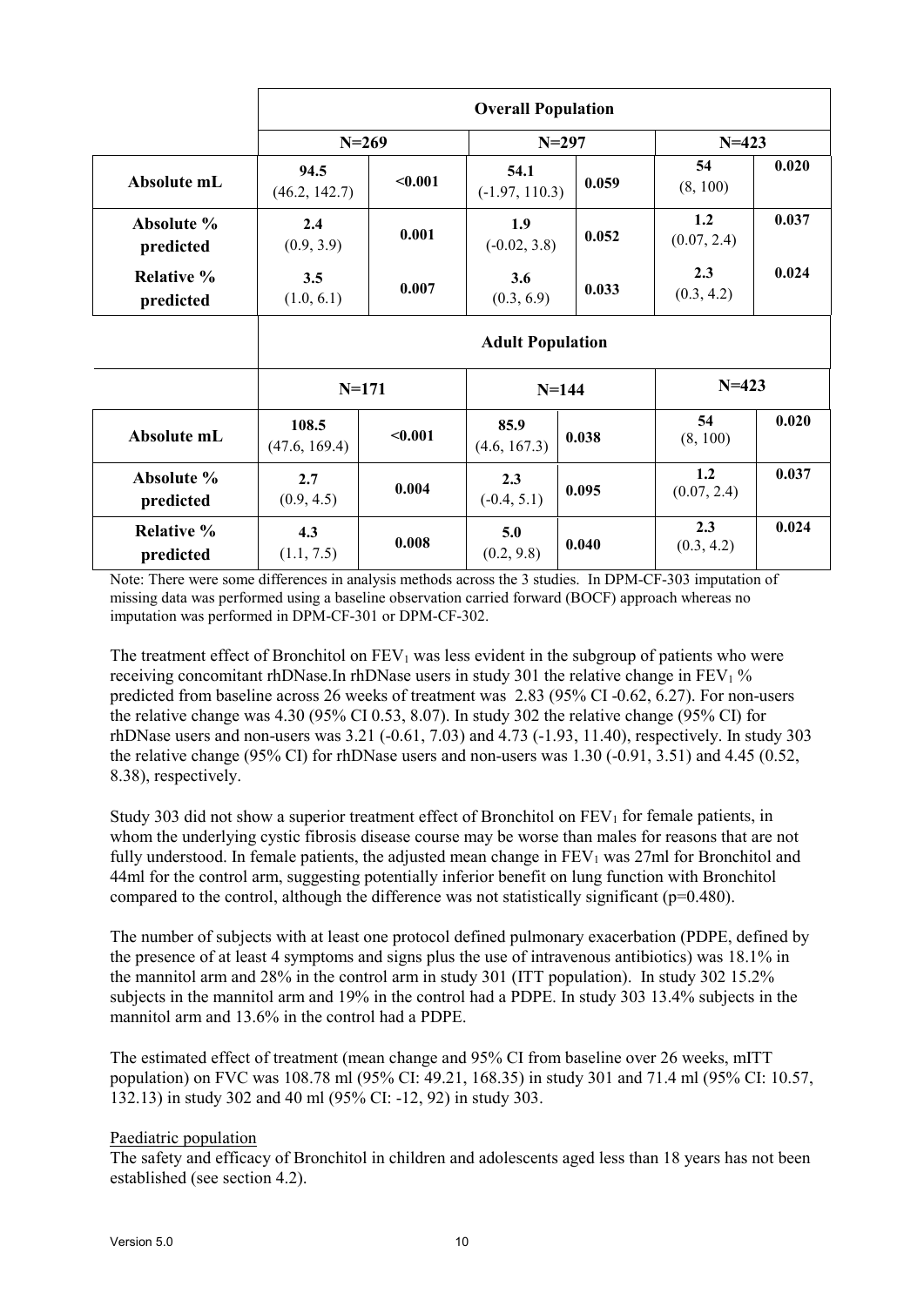| | Overall Population | | | | | |
|---|---|---|---|---|---|---|
| | N=269 | | N=297 | | N=423 | |
| **Absolute mL** | **94.5** (46.2, 142.7) | **<0.001** | **54.1** (-1.97, 110.3) | **0.059** | **54** (8, 100) | **0.020** |
| **Absolute % predicted** | **2.4** (0.9, 3.9) | **0.001** | **1.9** (-0.02, 3.8) | **0.052** | **1.2** (0.07, 2.4) | **0.037** |
| **Relative % predicted** | **3.5** (1.0, 6.1) | **0.007** | **3.6** (0.3, 6.9) | **0.033** | **2.3** (0.3, 4.2) | **0.024** |
| | **Adult Population** | | | | | |
| | N=171 | | N=144 | | N=423 | |
| **Absolute mL** | **108.5** (47.6, 169.4) | **<0.001** | **85.9** (4.6, 167.3) | **0.038** | **54** (8, 100) | **0.020** |
| **Absolute % predicted** | **2.7** (0.9, 4.5) | **0.004** | **2.3** (-0.4, 5.1) | **0.095** | **1.2** (0.07, 2.4) | **0.037** |
| **Relative % predicted** | **4.3** (1.1, 7.5) | **0.008** | **5.0** (0.2, 9.8) | **0.040** | **2.3** (0.3, 4.2) | **0.024** |

Note: There were some differences in analysis methods across the 3 studies. In DPM-CF-303 imputation of missing data was performed using a baseline observation carried forward (BOCF) approach whereas no imputation was performed in DPM-CF-301 or DPM-CF-302.

The treatment effect of Bronchitol on $FEV_1$ was less evident in the subgroup of patients who were receiving concomitant rhDNase.In rhDNase users in study 301 the relative change in $FEV_1$ % predicted from baseline across 26 weeks of treatment was 2.83 (95% CI -0.62, 6.27). For non-users the relative change was 4.30 (95% CI 0.53, 8.07). In study 302 the relative change (95% CI) for rhDNase users and non-users was 3.21 (-0.61, 7.03) and 4.73 (-1.93, 11.40), respectively. In study 303 the relative change (95% CI) for rhDNase users and non-users was 1.30 (-0.91, 3.51) and 4.45 (0.52, 8.38), respectively.

Study 303 did not show a superior treatment effect of Bronchitol on $FEV_1$ for female patients, in whom the underlying cystic fibrosis disease course may be worse than males for reasons that are not fully understood. In female patients, the adjusted mean change in $FEV_1$ was 27ml for Bronchitol and 44ml for the control arm, suggesting potentially inferior benefit on lung function with Bronchitol compared to the control, although the difference was not statistically significant (p=0.480).

The number of subjects with at least one protocol defined pulmonary exacerbation (PDPE, defined by the presence of at least 4 symptoms and signs plus the use of intravenous antibiotics) was 18.1% in the mannitol arm and 28% in the control arm in study 301 (ITT population). In study 302 15.2% subjects in the mannitol arm and 19% in the control had a PDPE. In study 303 13.4% subjects in the mannitol arm and 13.6% in the control had a PDPE.

The estimated effect of treatment (mean change and 95% CI from baseline over 26 weeks, mITT population) on FVC was 108.78 ml (95% CI: 49.21, 168.35) in study 301 and 71.4 ml (95% CI: 10.57, 132.13) in study 302 and 40 ml (95% CI: -12, 92) in study 303.

Paediatric population

The safety and efficacy of Bronchitol in children and adolescents aged less than 18 years has not been established (see section 4.2).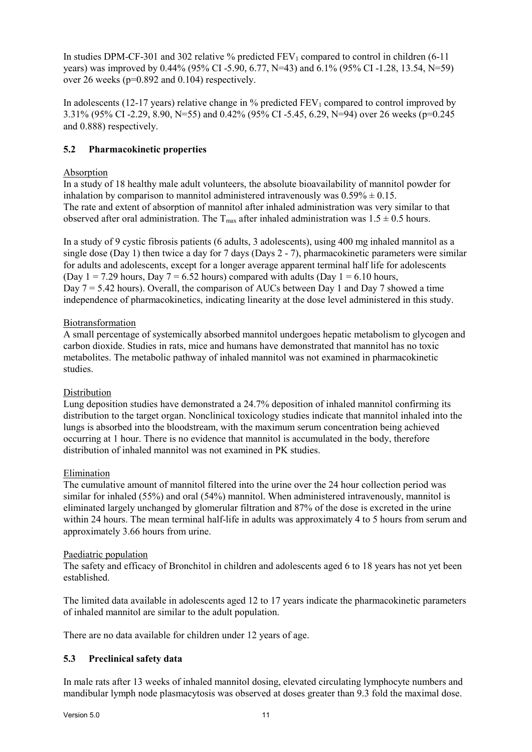In studies DPM-CF-301 and 302 relative % predicted $FEV_1$ compared to control in children (6-11 years) was improved by 0.44% (95% CI -5.90, 6.77, N=43) and 6.1% (95% CI -1.28, 13.54, N=59) over 26 weeks (p=0.892 and 0.104) respectively.

In adolescents (12-17 years) relative change in % predicted $FEV_1$ compared to control improved by 3.31% (95% CI -2.29, 8.90, N=55) and 0.42% (95% CI -5.45, 6.29, N=94) over 26 weeks (p=0.245 and 0.888) respectively.

## 5.2 Pharmacokinetic properties

Absorption

In a study of 18 healthy male adult volunteers, the absolute bioavailability of mannitol powder for inhalation by comparison to mannitol administered intravenously was $0.59\% \pm 0.15$.
The rate and extent of absorption of mannitol after inhaled administration was very similar to that observed after oral administration. The $T_{max}$ after inhaled administration was $1.5 \pm 0.5$ hours.

In a study of 9 cystic fibrosis patients (6 adults, 3 adolescents), using 400 mg inhaled mannitol as a single dose (Day 1) then twice a day for 7 days (Days 2 - 7), pharmacokinetic parameters were similar for adults and adolescents, except for a longer average apparent terminal half life for adolescents (Day 1 = 7.29 hours, Day 7 = 6.52 hours) compared with adults (Day 1 = 6.10 hours, Day 7 = 5.42 hours). Overall, the comparison of AUCs between Day 1 and Day 7 showed a time independence of pharmacokinetics, indicating linearity at the dose level administered in this study.

Biotransformation

A small percentage of systemically absorbed mannitol undergoes hepatic metabolism to glycogen and carbon dioxide. Studies in rats, mice and humans have demonstrated that mannitol has no toxic metabolites. The metabolic pathway of inhaled mannitol was not examined in pharmacokinetic studies.

Distribution

Lung deposition studies have demonstrated a 24.7% deposition of inhaled mannitol confirming its distribution to the target organ. Nonclinical toxicology studies indicate that mannitol inhaled into the lungs is absorbed into the bloodstream, with the maximum serum concentration being achieved occurring at 1 hour. There is no evidence that mannitol is accumulated in the body, therefore distribution of inhaled mannitol was not examined in PK studies.

Elimination

The cumulative amount of mannitol filtered into the urine over the 24 hour collection period was similar for inhaled (55%) and oral (54%) mannitol. When administered intravenously, mannitol is eliminated largely unchanged by glomerular filtration and 87% of the dose is excreted in the urine within 24 hours. The mean terminal half-life in adults was approximately 4 to 5 hours from serum and approximately 3.66 hours from urine.

Paediatric population

The safety and efficacy of Bronchitol in children and adolescents aged 6 to 18 years has not yet been established.

The limited data available in adolescents aged 12 to 17 years indicate the pharmacokinetic parameters of inhaled mannitol are similar to the adult population.

There are no data available for children under 12 years of age.

## 5.3 Preclinical safety data

In male rats after 13 weeks of inhaled mannitol dosing, elevated circulating lymphocyte numbers and mandibular lymph node plasmacytosis was observed at doses greater than 9.3 fold the maximal dose.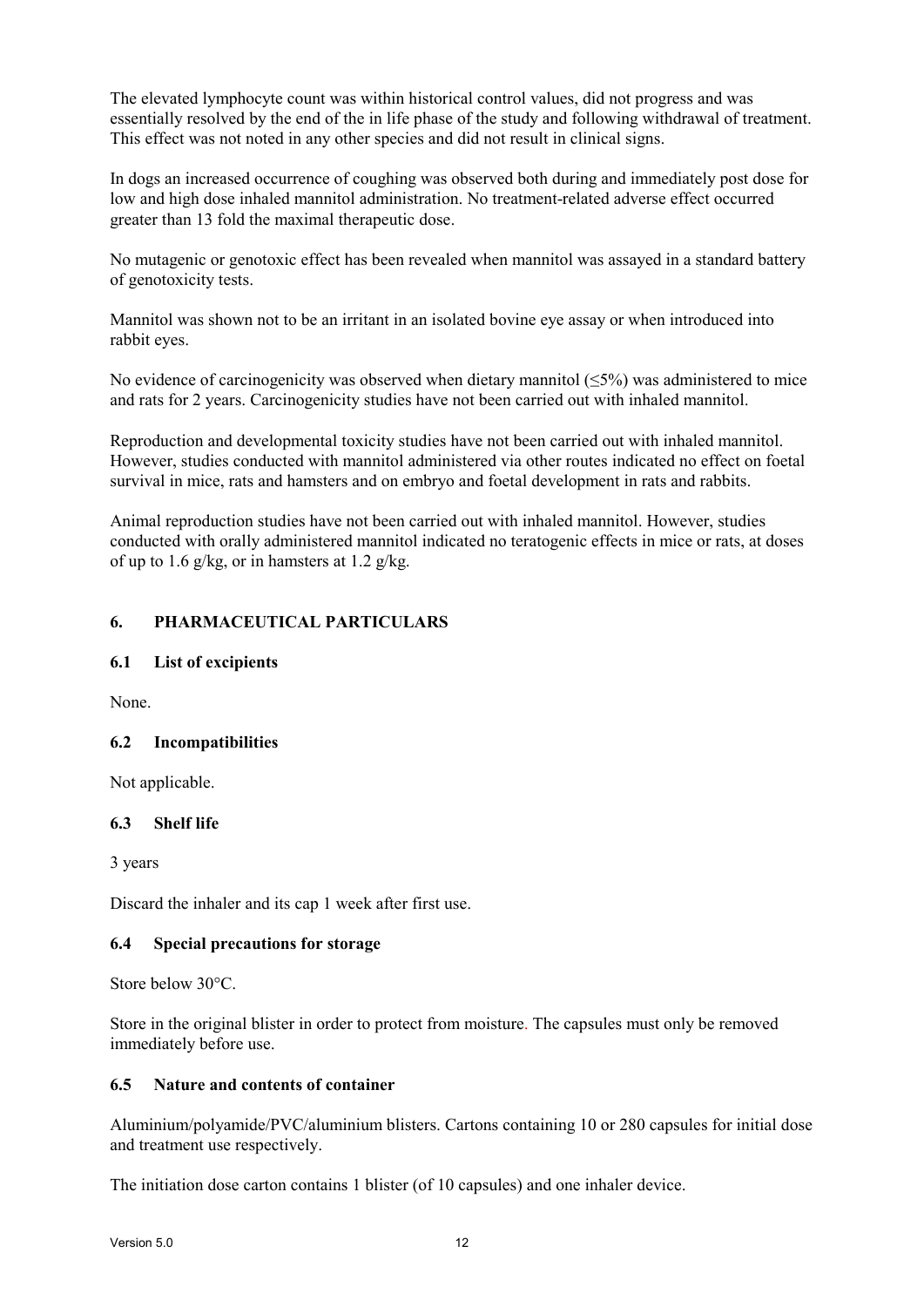The elevated lymphocyte count was within historical control values, did not progress and was essentially resolved by the end of the in life phase of the study and following withdrawal of treatment. This effect was not noted in any other species and did not result in clinical signs.

In dogs an increased occurrence of coughing was observed both during and immediately post dose for low and high dose inhaled mannitol administration. No treatment-related adverse effect occurred greater than 13 fold the maximal therapeutic dose.

No mutagenic or genotoxic effect has been revealed when mannitol was assayed in a standard battery of genotoxicity tests.

Mannitol was shown not to be an irritant in an isolated bovine eye assay or when introduced into rabbit eyes.

No evidence of carcinogenicity was observed when dietary mannitol ($\leq$5%) was administered to mice and rats for 2 years. Carcinogenicity studies have not been carried out with inhaled mannitol.

Reproduction and developmental toxicity studies have not been carried out with inhaled mannitol. However, studies conducted with mannitol administered via other routes indicated no effect on foetal survival in mice, rats and hamsters and on embryo and foetal development in rats and rabbits.

Animal reproduction studies have not been carried out with inhaled mannitol. However, studies conducted with orally administered mannitol indicated no teratogenic effects in mice or rats, at doses of up to 1.6 g/kg, or in hamsters at 1.2 g/kg.

## 6. PHARMACEUTICAL PARTICULARS

### 6.1 List of excipients

None.

### 6.2 Incompatibilities

Not applicable.

### 6.3 Shelf life

3 years

Discard the inhaler and its cap 1 week after first use.

### 6.4 Special precautions for storage

Store below 30°C.

Store in the original blister in order to protect from moisture. The capsules must only be removed immediately before use.

### 6.5 Nature and contents of container

Aluminium/polyamide/PVC/aluminium blisters. Cartons containing 10 or 280 capsules for initial dose and treatment use respectively.

The initiation dose carton contains 1 blister (of 10 capsules) and one inhaler device.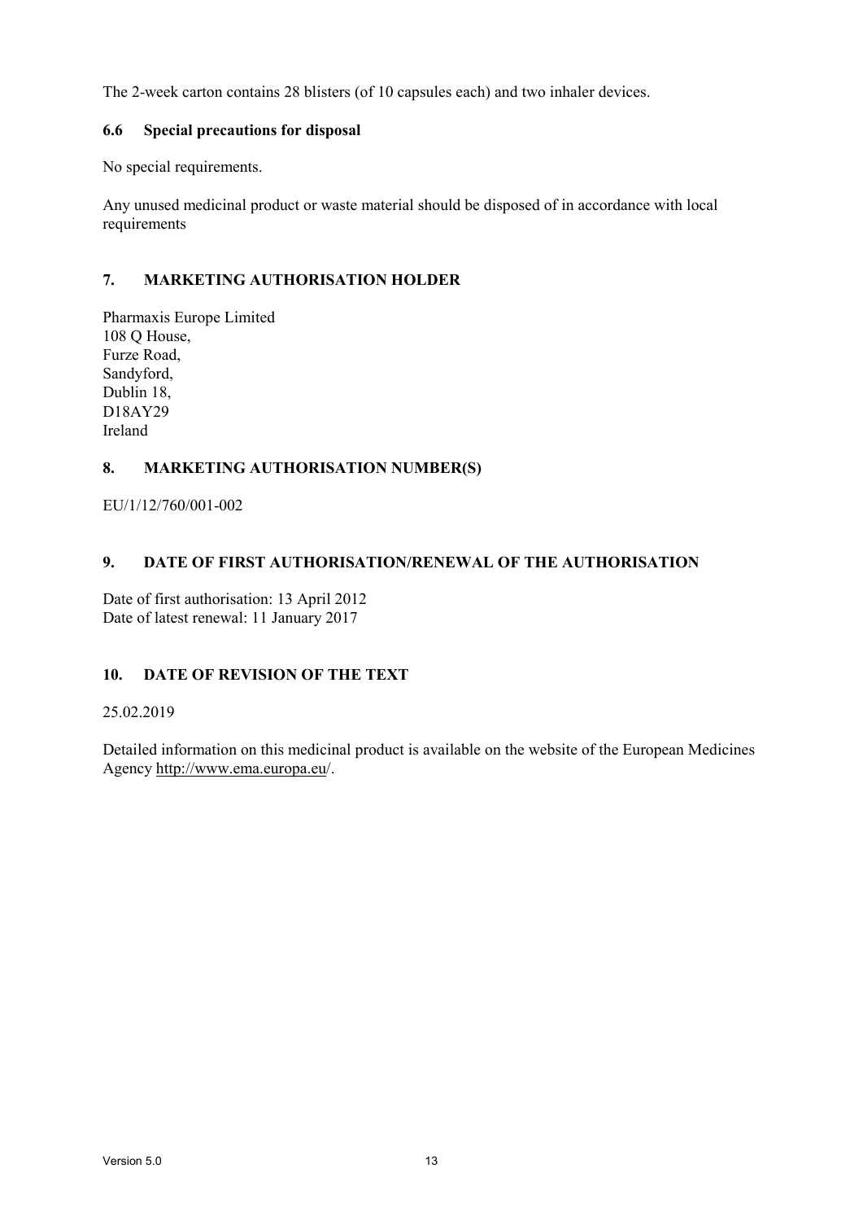The 2-week carton contains 28 blisters (of 10 capsules each) and two inhaler devices.

### 6.6 Special precautions for disposal

No special requirements.

Any unused medicinal product or waste material should be disposed of in accordance with local requirements

## 7. MARKETING AUTHORISATION HOLDER

Pharmaxis Europe Limited
108 Q House,
Furze Road,
Sandyford,
Dublin 18,
D18AY29
Ireland

## 8. MARKETING AUTHORISATION NUMBER(S)

EU/1/12/760/001-002

## 9. DATE OF FIRST AUTHORISATION/RENEWAL OF THE AUTHORISATION

Date of first authorisation: 13 April 2012
Date of latest renewal: 11 January 2017

## 10. DATE OF REVISION OF THE TEXT

25.02.2019

Detailed information on this medicinal product is available on the website of the European Medicines Agency http://www.ema.europa.eu/.